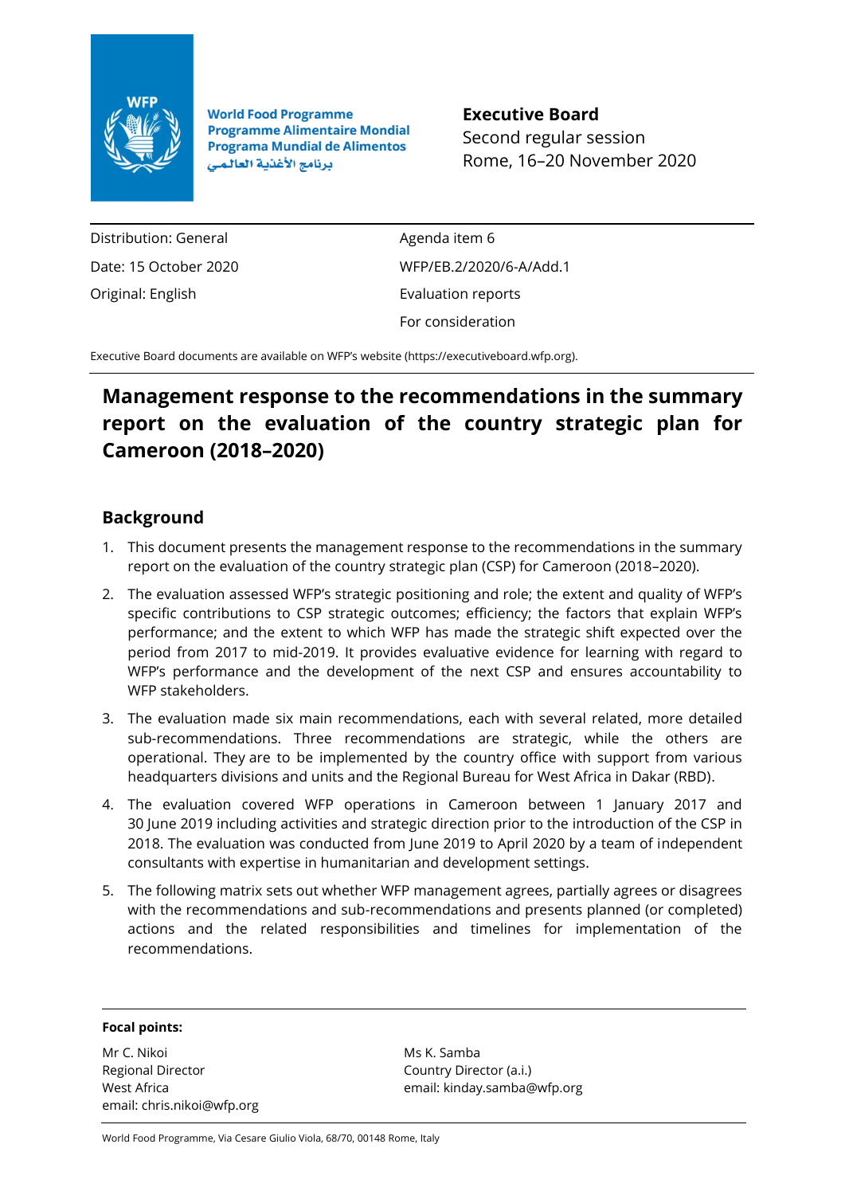World Food Programme
Programme Alimentaire Mondial
Programa Mundial de Alimentos
برنامج الأغذية العالمي

**Executive Board**
Second regular session
Rome, 16–20 November 2020

| | |
|---|---|
| Distribution: General | Agenda item 6 |
| Date: 15 October 2020 | WFP/EB.2/2020/6-A/Add.1 |
| Original: English | Evaluation reports |
| | For consideration |

Executive Board documents are available on WFP's website (https://executiveboard.wfp.org).

# Management response to the recommendations in the summary report on the evaluation of the country strategic plan for Cameroon (2018–2020)

## Background

1. This document presents the management response to the recommendations in the summary report on the evaluation of the country strategic plan (CSP) for Cameroon (2018–2020).
2. The evaluation assessed WFP's strategic positioning and role; the extent and quality of WFP's specific contributions to CSP strategic outcomes; efficiency; the factors that explain WFP's performance; and the extent to which WFP has made the strategic shift expected over the period from 2017 to mid-2019. It provides evaluative evidence for learning with regard to WFP's performance and the development of the next CSP and ensures accountability to WFP stakeholders.
3. The evaluation made six main recommendations, each with several related, more detailed sub-recommendations. Three recommendations are strategic, while the others are operational. They are to be implemented by the country office with support from various headquarters divisions and units and the Regional Bureau for West Africa in Dakar (RBD).
4. The evaluation covered WFP operations in Cameroon between 1 January 2017 and 30 June 2019 including activities and strategic direction prior to the introduction of the CSP in 2018. The evaluation was conducted from June 2019 to April 2020 by a team of independent consultants with expertise in humanitarian and development settings.
5. The following matrix sets out whether WFP management agrees, partially agrees or disagrees with the recommendations and sub-recommendations and presents planned (or completed) actions and the related responsibilities and timelines for implementation of the recommendations.

**Focal points:**

Mr C. Nikoi
Regional Director
West Africa
email: chris.nikoi@wfp.org

Ms K. Samba
Country Director (a.i.)
email: kinday.samba@wfp.org

World Food Programme, Via Cesare Giulio Viola, 68/70, 00148 Rome, Italy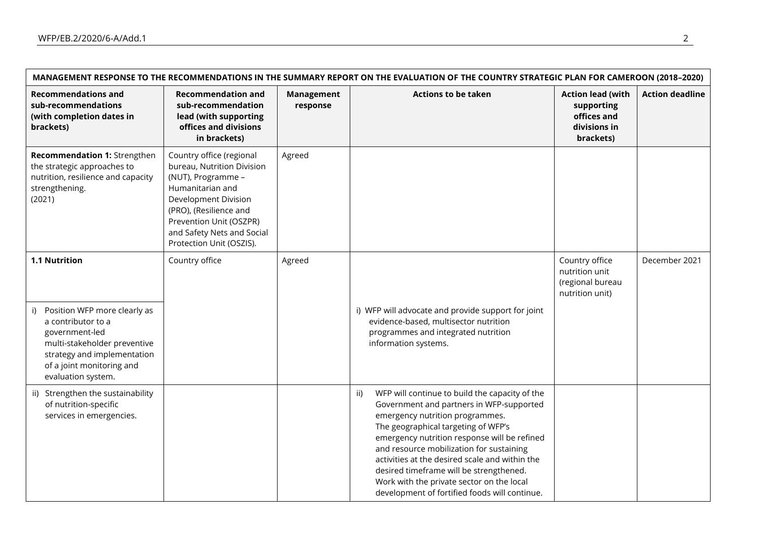| MANAGEMENT RESPONSE TO THE RECOMMENDATIONS IN THE SUMMARY REPORT ON THE EVALUATION OF THE COUNTRY STRATEGIC PLAN FOR CAMEROON (2018–2020) | | | | | |
|---|---|---|---|---|---|
| **Recommendations and sub-recommendations (with completion dates in brackets)** | **Recommendation and sub-recommendation lead (with supporting offices and divisions in brackets)** | **Management response** | **Actions to be taken** | **Action lead (with supporting offices and divisions in brackets)** | **Action deadline** |
| **Recommendation 1:** Strengthen the strategic approaches to nutrition, resilience and capacity strengthening. (2021) | Country office (regional bureau, Nutrition Division (NUT), Programme – Humanitarian and Development Division (PRO), (Resilience and Prevention Unit (OSZPR) and Safety Nets and Social Protection Unit (OSZIS). | Agreed | | | |
| **1.1 Nutrition** | Country office | Agreed | | Country office nutrition unit (regional bureau nutrition unit) | December 2021 |
| i) Position WFP more clearly as a contributor to a government-led multi-stakeholder preventive strategy and implementation of a joint monitoring and evaluation system. | | | i) WFP will advocate and provide support for joint evidence-based, multisector nutrition programmes and integrated nutrition information systems. | | |
| ii) Strengthen the sustainability of nutrition-specific services in emergencies. | | | ii) WFP will continue to build the capacity of the Government and partners in WFP-supported emergency nutrition programmes. The geographical targeting of WFP's emergency nutrition response will be refined and resource mobilization for sustaining activities at the desired scale and within the desired timeframe will be strengthened. Work with the private sector on the local development of fortified foods will continue. | | |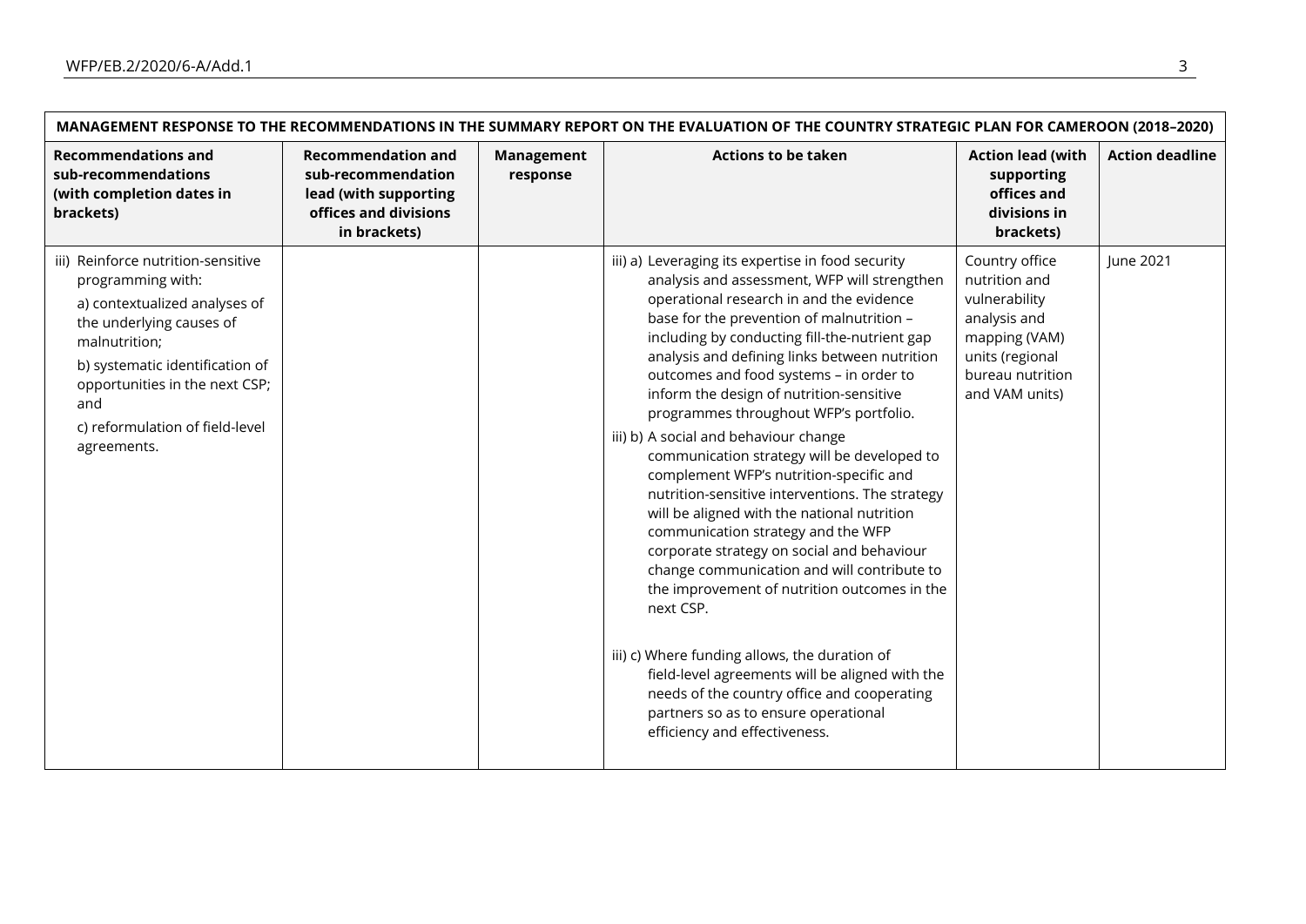| MANAGEMENT RESPONSE TO THE RECOMMENDATIONS IN THE SUMMARY REPORT ON THE EVALUATION OF THE COUNTRY STRATEGIC PLAN FOR CAMEROON (2018–2020) | | | | | |
|---|---|---|---|---|---|
| **Recommendations and sub-recommendations (with completion dates in brackets)** | **Recommendation and sub-recommendation lead (with supporting offices and divisions in brackets)** | **Management response** | **Actions to be taken** | **Action lead (with supporting offices and divisions in brackets)** | **Action deadline** |
| iii) Reinforce nutrition-sensitive programming with: <br> a) contextualized analyses of the underlying causes of malnutrition; <br> b) systematic identification of opportunities in the next CSP; and <br> c) reformulation of field-level agreements. | | | iii) a) Leveraging its expertise in food security analysis and assessment, WFP will strengthen operational research in and the evidence base for the prevention of malnutrition – including by conducting fill-the-nutrient gap analysis and defining links between nutrition outcomes and food systems – in order to inform the design of nutrition-sensitive programmes throughout WFP's portfolio. <br> iii) b) A social and behaviour change communication strategy will be developed to complement WFP's nutrition-specific and nutrition-sensitive interventions. The strategy will be aligned with the national nutrition communication strategy and the WFP corporate strategy on social and behaviour change communication and will contribute to the improvement of nutrition outcomes in the next CSP. <br> iii) c) Where funding allows, the duration of field-level agreements will be aligned with the needs of the country office and cooperating partners so as to ensure operational efficiency and effectiveness. | Country office nutrition and vulnerability analysis and mapping (VAM) units (regional bureau nutrition and VAM units) | June 2021 |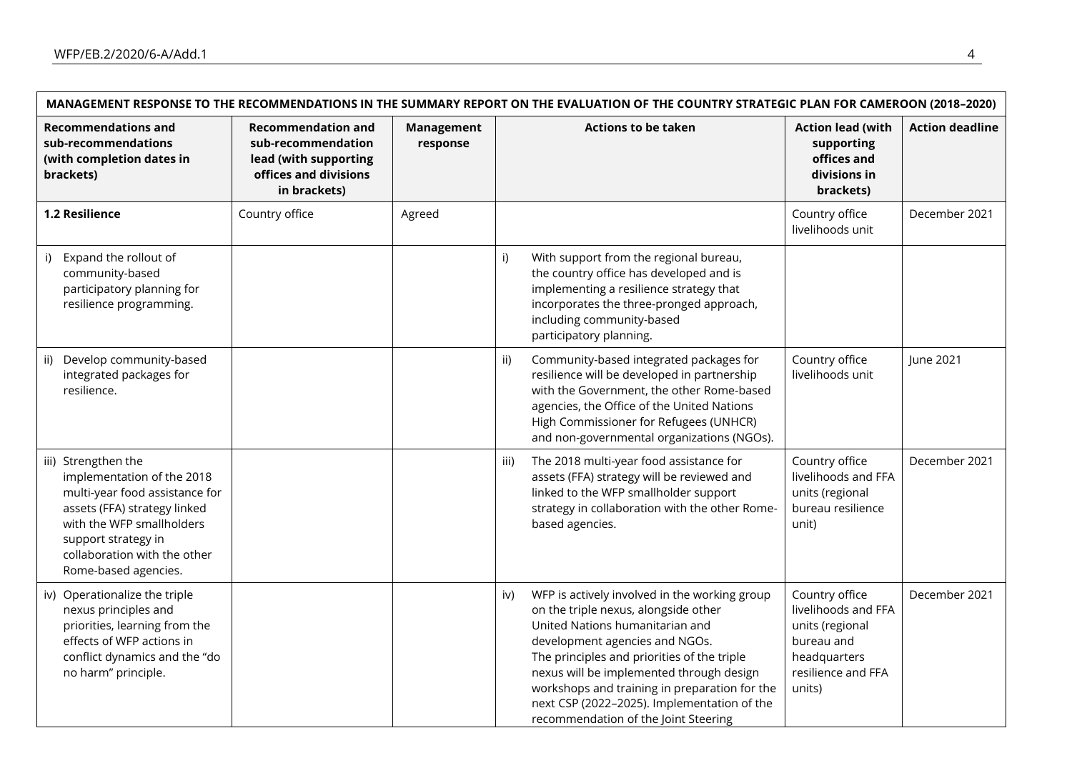| MANAGEMENT RESPONSE TO THE RECOMMENDATIONS IN THE SUMMARY REPORT ON THE EVALUATION OF THE COUNTRY STRATEGIC PLAN FOR CAMEROON (2018–2020) | | | | | |
|---|---|---|---|---|---|
| **Recommendations and sub-recommendations (with completion dates in brackets)** | **Recommendation and sub-recommendation lead (with supporting offices and divisions in brackets)** | **Management response** | **Actions to be taken** | **Action lead (with supporting offices and divisions in brackets)** | **Action deadline** |
| **1.2 Resilience** | Country office | Agreed | | Country office livelihoods unit | December 2021 |
| i) Expand the rollout of community-based participatory planning for resilience programming. | | | i) With support from the regional bureau, the country office has developed and is implementing a resilience strategy that incorporates the three-pronged approach, including community-based participatory planning. | | |
| ii) Develop community-based integrated packages for resilience. | | | ii) Community-based integrated packages for resilience will be developed in partnership with the Government, the other Rome-based agencies, the Office of the United Nations High Commissioner for Refugees (UNHCR) and non-governmental organizations (NGOs). | Country office livelihoods unit | June 2021 |
| iii) Strengthen the implementation of the 2018 multi-year food assistance for assets (FFA) strategy linked with the WFP smallholders support strategy in collaboration with the other Rome-based agencies. | | | iii) The 2018 multi-year food assistance for assets (FFA) strategy will be reviewed and linked to the WFP smallholder support strategy in collaboration with the other Rome-based agencies. | Country office livelihoods and FFA units (regional bureau resilience unit) | December 2021 |
| iv) Operationalize the triple nexus principles and priorities, learning from the effects of WFP actions in conflict dynamics and the "do no harm" principle. | | | iv) WFP is actively involved in the working group on the triple nexus, alongside other United Nations humanitarian and development agencies and NGOs. The principles and priorities of the triple nexus will be implemented through design workshops and training in preparation for the next CSP (2022–2025). Implementation of the recommendation of the Joint Steering | Country office livelihoods and FFA units (regional bureau and headquarters resilience and FFA units) | December 2021 |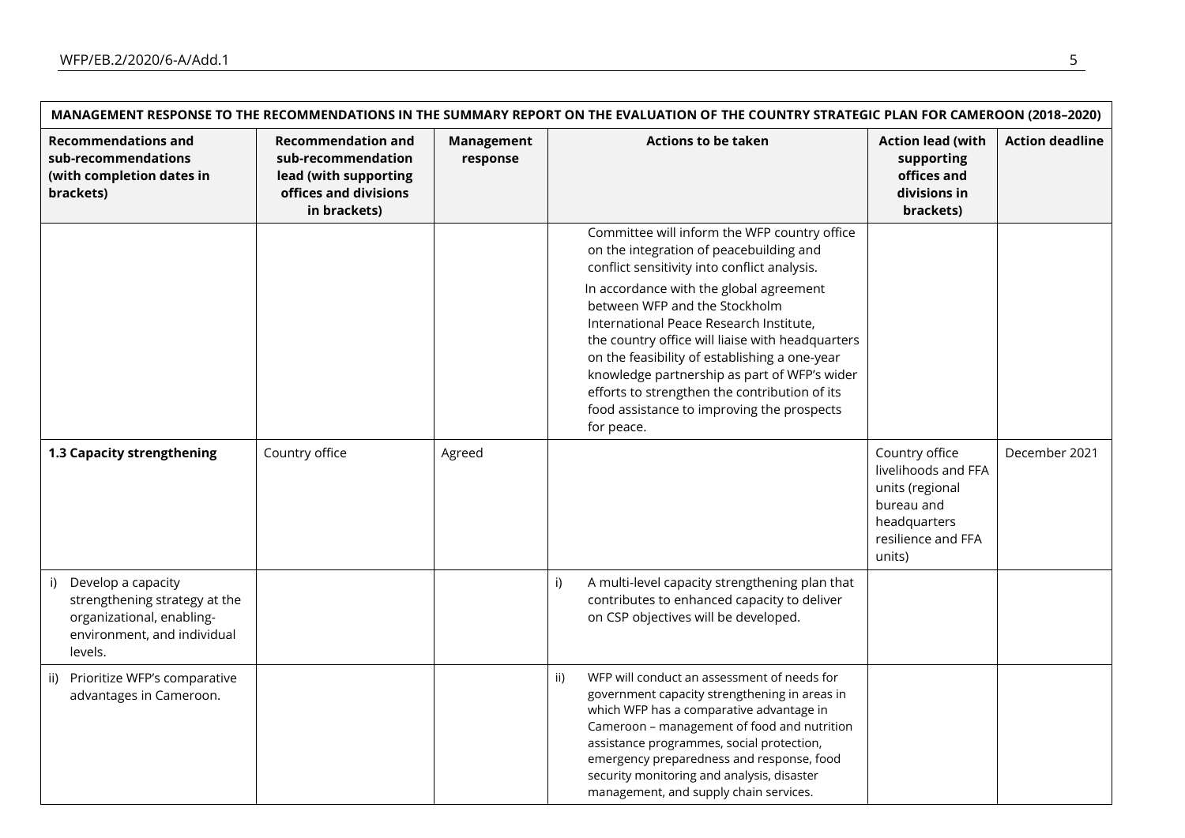| MANAGEMENT RESPONSE TO THE RECOMMENDATIONS IN THE SUMMARY REPORT ON THE EVALUATION OF THE COUNTRY STRATEGIC PLAN FOR CAMEROON (2018–2020) | | | | | |
|---|---|---|---|---|---|
| **Recommendations and sub-recommendations (with completion dates in brackets)** | **Recommendation and sub-recommendation lead (with supporting offices and divisions in brackets)** | **Management response** | **Actions to be taken** | **Action lead (with supporting offices and divisions in brackets)** | **Action deadline** |
| | | | Committee will inform the WFP country office on the integration of peacebuilding and conflict sensitivity into conflict analysis.<br>In accordance with the global agreement between WFP and the Stockholm International Peace Research Institute, the country office will liaise with headquarters on the feasibility of establishing a one-year knowledge partnership as part of WFP's wider efforts to strengthen the contribution of its food assistance to improving the prospects for peace. | | |
| **1.3 Capacity strengthening** | Country office | Agreed | | Country office livelihoods and FFA units (regional bureau and headquarters resilience and FFA units) | December 2021 |
| i) Develop a capacity strengthening strategy at the organizational, enabling-environment, and individual levels. | | | i) A multi-level capacity strengthening plan that contributes to enhanced capacity to deliver on CSP objectives will be developed. | | |
| ii) Prioritize WFP's comparative advantages in Cameroon. | | | ii) WFP will conduct an assessment of needs for government capacity strengthening in areas in which WFP has a comparative advantage in Cameroon – management of food and nutrition assistance programmes, social protection, emergency preparedness and response, food security monitoring and analysis, disaster management, and supply chain services. | | |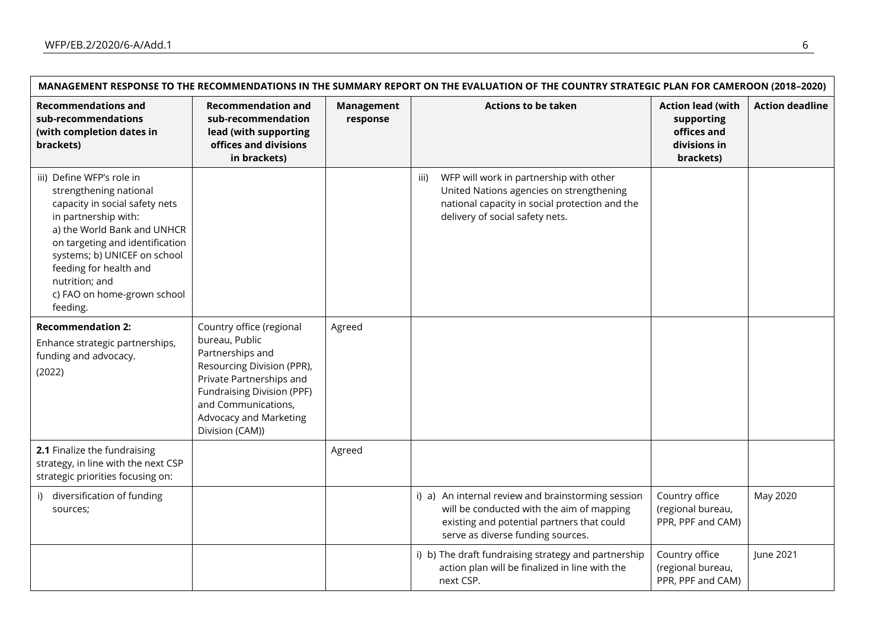| MANAGEMENT RESPONSE TO THE RECOMMENDATIONS IN THE SUMMARY REPORT ON THE EVALUATION OF THE COUNTRY STRATEGIC PLAN FOR CAMEROON (2018–2020) | | | | | |
|---|---|---|---|---|---|
| **Recommendations and sub-recommendations (with completion dates in brackets)** | **Recommendation and sub-recommendation lead (with supporting offices and divisions in brackets)** | **Management response** | **Actions to be taken** | **Action lead (with supporting offices and divisions in brackets)** | **Action deadline** |
| iii) Define WFP's role in strengthening national capacity in social safety nets in partnership with: a) the World Bank and UNHCR on targeting and identification systems; b) UNICEF on school feeding for health and nutrition; and c) FAO on home-grown school feeding. | | | iii) WFP will work in partnership with other United Nations agencies on strengthening national capacity in social protection and the delivery of social safety nets. | | |
| **Recommendation 2:** Enhance strategic partnerships, funding and advocacy. (2022) | Country office (regional bureau, Public Partnerships and Resourcing Division (PPR), Private Partnerships and Fundraising Division (PPF) and Communications, Advocacy and Marketing Division (CAM)) | Agreed | | | |
| **2.1** Finalize the fundraising strategy, in line with the next CSP strategic priorities focusing on: | | Agreed | | | |
| i) diversification of funding sources; | | | i) a) An internal review and brainstorming session will be conducted with the aim of mapping existing and potential partners that could serve as diverse funding sources. | Country office (regional bureau, PPR, PPF and CAM) | May 2020 |
| | | | i) b) The draft fundraising strategy and partnership action plan will be finalized in line with the next CSP. | Country office (regional bureau, PPR, PPF and CAM) | June 2021 |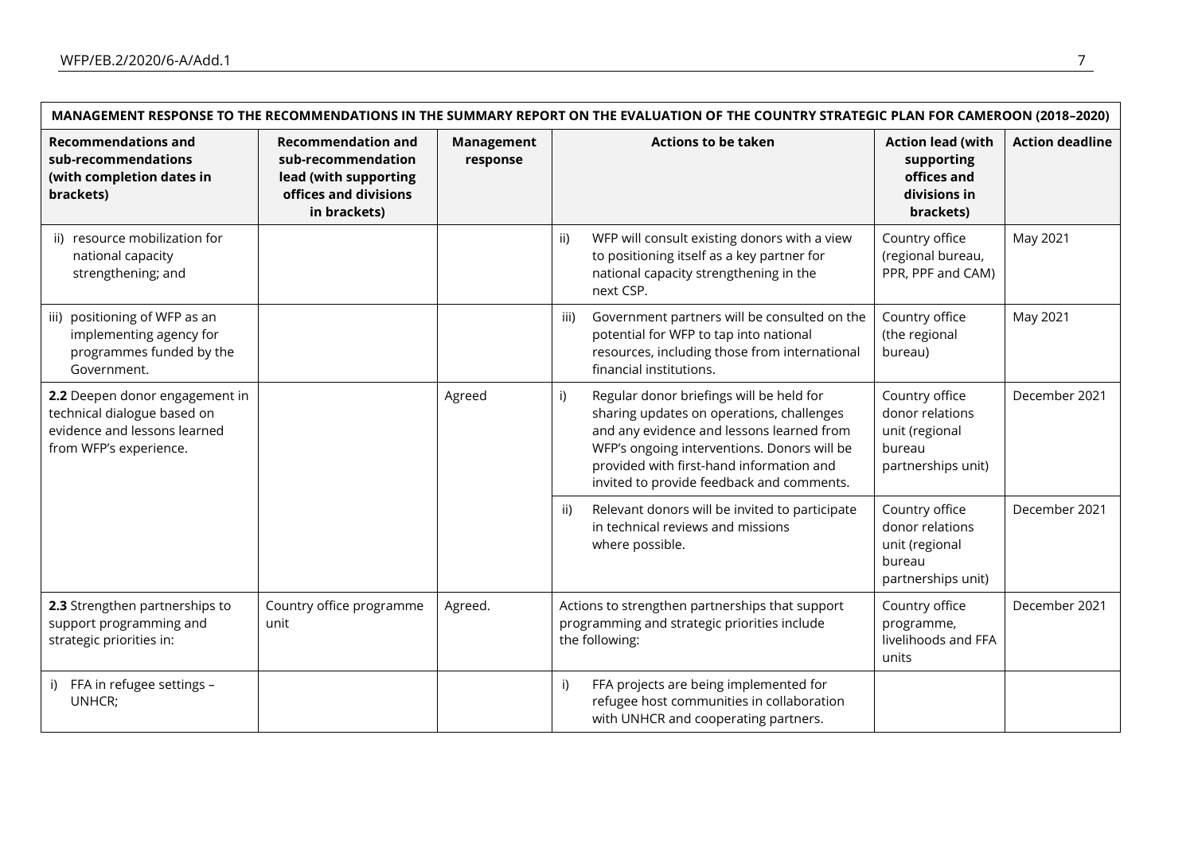| MANAGEMENT RESPONSE TO THE RECOMMENDATIONS IN THE SUMMARY REPORT ON THE EVALUATION OF THE COUNTRY STRATEGIC PLAN FOR CAMEROON (2018–2020) | | | | | |
|---|---|---|---|---|---|
| **Recommendations and sub-recommendations (with completion dates in brackets)** | **Recommendation and sub-recommendation lead (with supporting offices and divisions in brackets)** | **Management response** | **Actions to be taken** | **Action lead (with supporting offices and divisions in brackets)** | **Action deadline** |
| ii) resource mobilization for national capacity strengthening; and | | | ii) WFP will consult existing donors with a view to positioning itself as a key partner for national capacity strengthening in the next CSP. | Country office (regional bureau, PPR, PPF and CAM) | May 2021 |
| iii) positioning of WFP as an implementing agency for programmes funded by the Government. | | | iii) Government partners will be consulted on the potential for WFP to tap into national resources, including those from international financial institutions. | Country office (the regional bureau) | May 2021 |
| **2.2** Deepen donor engagement in technical dialogue based on evidence and lessons learned from WFP's experience. | | Agreed | i) Regular donor briefings will be held for sharing updates on operations, challenges and any evidence and lessons learned from WFP's ongoing interventions. Donors will be provided with first-hand information and invited to provide feedback and comments. | Country office donor relations unit (regional bureau partnerships unit) | December 2021 |
| | | | ii) Relevant donors will be invited to participate in technical reviews and missions where possible. | Country office donor relations unit (regional bureau partnerships unit) | December 2021 |
| **2.3** Strengthen partnerships to support programming and strategic priorities in: | Country office programme unit | Agreed. | Actions to strengthen partnerships that support programming and strategic priorities include the following: | Country office programme, livelihoods and FFA units | December 2021 |
| i) FFA in refugee settings – UNHCR; | | | i) FFA projects are being implemented for refugee host communities in collaboration with UNHCR and cooperating partners. | | |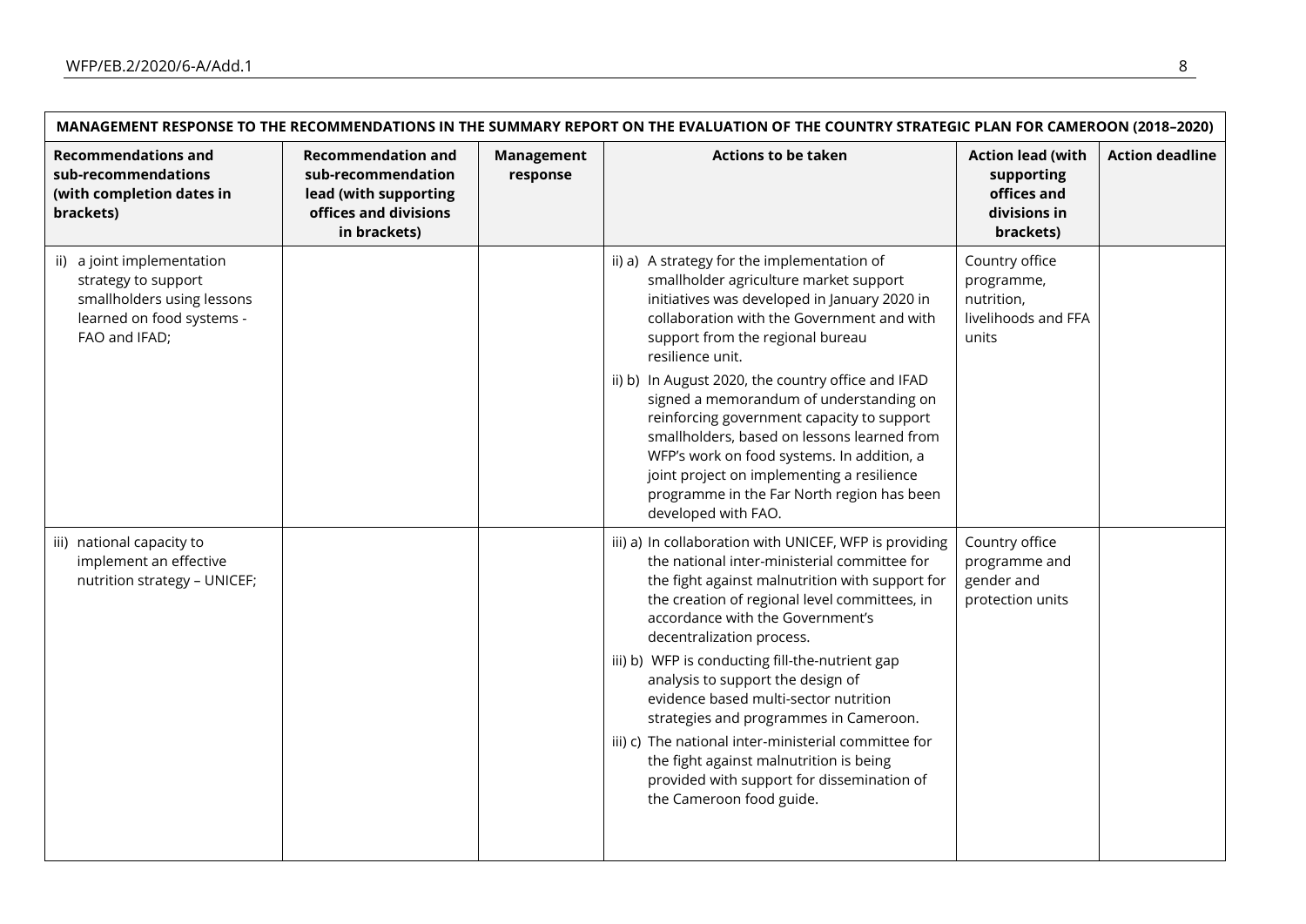| MANAGEMENT RESPONSE TO THE RECOMMENDATIONS IN THE SUMMARY REPORT ON THE EVALUATION OF THE COUNTRY STRATEGIC PLAN FOR CAMEROON (2018–2020) | | | | | |
|---|---|---|---|---|---|
| **Recommendations and sub-recommendations (with completion dates in brackets)** | **Recommendation and sub-recommendation lead (with supporting offices and divisions in brackets)** | **Management response** | **Actions to be taken** | **Action lead (with supporting offices and divisions in brackets)** | **Action deadline** |
| ii) a joint implementation strategy to support smallholders using lessons learned on food systems - FAO and IFAD; | | | ii) a) A strategy for the implementation of smallholder agriculture market support initiatives was developed in January 2020 in collaboration with the Government and with support from the regional bureau resilience unit.<br>ii) b) In August 2020, the country office and IFAD signed a memorandum of understanding on reinforcing government capacity to support smallholders, based on lessons learned from WFP's work on food systems. In addition, a joint project on implementing a resilience programme in the Far North region has been developed with FAO. | Country office programme, nutrition, livelihoods and FFA units | |
| iii) national capacity to implement an effective nutrition strategy – UNICEF; | | | iii) a) In collaboration with UNICEF, WFP is providing the national inter-ministerial committee for the fight against malnutrition with support for the creation of regional level committees, in accordance with the Government's decentralization process.<br>iii) b) WFP is conducting fill-the-nutrient gap analysis to support the design of evidence based multi-sector nutrition strategies and programmes in Cameroon.<br>iii) c) The national inter-ministerial committee for the fight against malnutrition is being provided with support for dissemination of the Cameroon food guide. | Country office programme and gender and protection units | |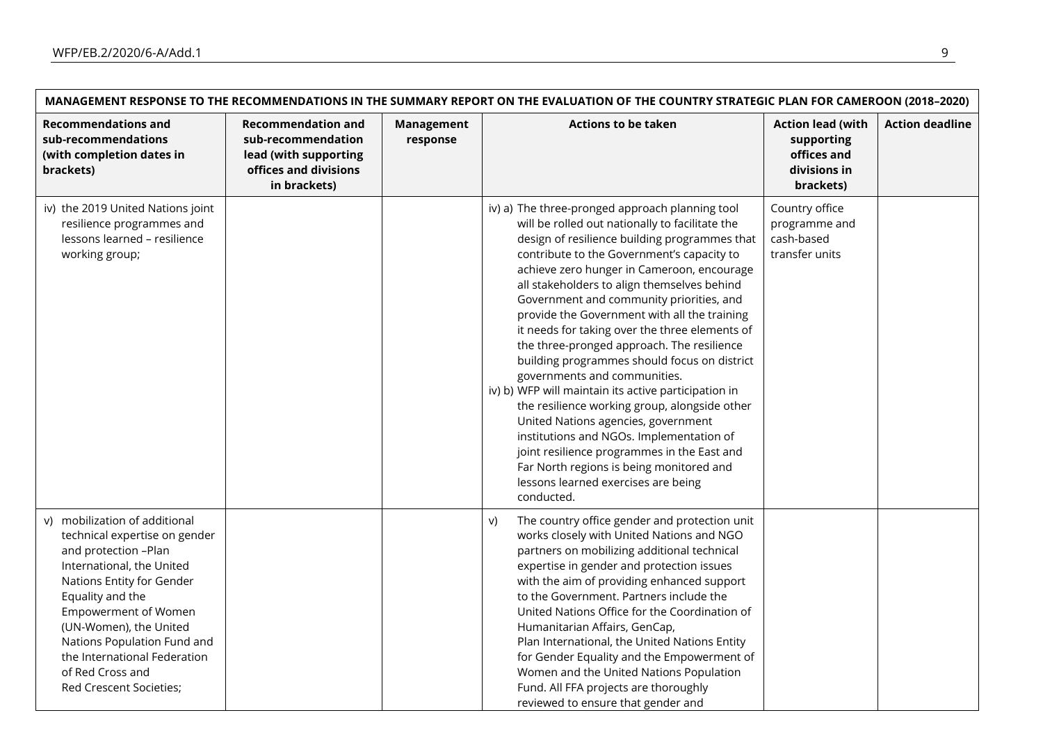| MANAGEMENT RESPONSE TO THE RECOMMENDATIONS IN THE SUMMARY REPORT ON THE EVALUATION OF THE COUNTRY STRATEGIC PLAN FOR CAMEROON (2018–2020) | | | | | |
|---|---|---|---|---|---|
| **Recommendations and sub-recommendations (with completion dates in brackets)** | **Recommendation and sub-recommendation lead (with supporting offices and divisions in brackets)** | **Management response** | **Actions to be taken** | **Action lead (with supporting offices and divisions in brackets)** | **Action deadline** |
| iv) the 2019 United Nations joint resilience programmes and lessons learned – resilience working group; | | | iv) a) The three-pronged approach planning tool will be rolled out nationally to facilitate the design of resilience building programmes that contribute to the Government's capacity to achieve zero hunger in Cameroon, encourage all stakeholders to align themselves behind Government and community priorities, and provide the Government with all the training it needs for taking over the three elements of the three-pronged approach. The resilience building programmes should focus on district governments and communities.<br>iv) b) WFP will maintain its active participation in the resilience working group, alongside other United Nations agencies, government institutions and NGOs. Implementation of joint resilience programmes in the East and Far North regions is being monitored and lessons learned exercises are being conducted. | Country office programme and cash-based transfer units | |
| v) mobilization of additional technical expertise on gender and protection –Plan International, the United Nations Entity for Gender Equality and the Empowerment of Women (UN-Women), the United Nations Population Fund and the International Federation of Red Cross and Red Crescent Societies; | | | v) The country office gender and protection unit works closely with United Nations and NGO partners on mobilizing additional technical expertise in gender and protection issues with the aim of providing enhanced support to the Government. Partners include the United Nations Office for the Coordination of Humanitarian Affairs, GenCap, Plan International, the United Nations Entity for Gender Equality and the Empowerment of Women and the United Nations Population Fund. All FFA projects are thoroughly reviewed to ensure that gender and | | |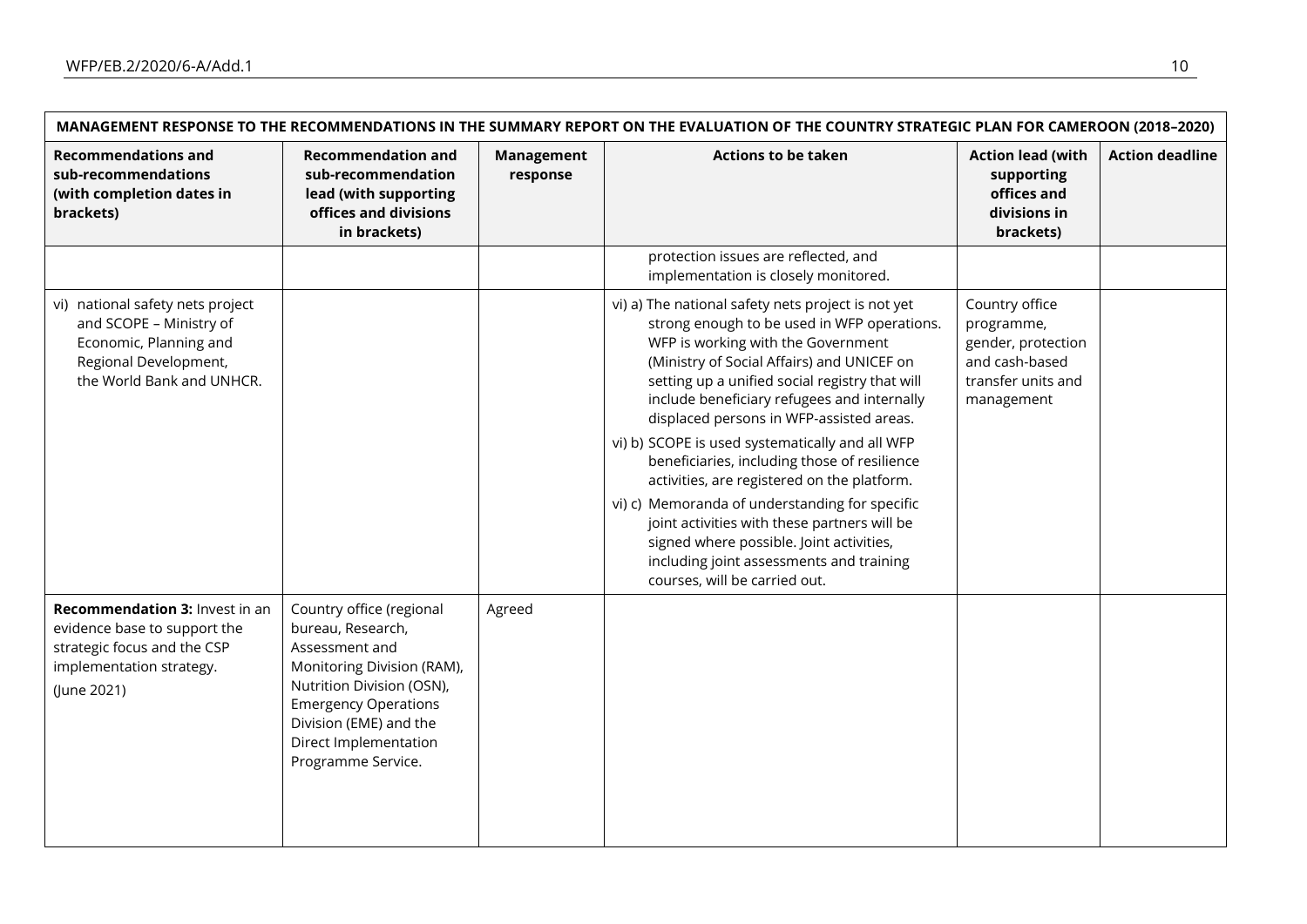| MANAGEMENT RESPONSE TO THE RECOMMENDATIONS IN THE SUMMARY REPORT ON THE EVALUATION OF THE COUNTRY STRATEGIC PLAN FOR CAMEROON (2018–2020) | | | | | |
|---|---|---|---|---|---|
| **Recommendations and sub-recommendations (with completion dates in brackets)** | **Recommendation and sub-recommendation lead (with supporting offices and divisions in brackets)** | **Management response** | **Actions to be taken** | **Action lead (with supporting offices and divisions in brackets)** | **Action deadline** |
| | | | protection issues are reflected, and implementation is closely monitored. | | |
| vi) national safety nets project and SCOPE – Ministry of Economic, Planning and Regional Development, the World Bank and UNHCR. | | | vi) a) The national safety nets project is not yet strong enough to be used in WFP operations. WFP is working with the Government (Ministry of Social Affairs) and UNICEF on setting up a unified social registry that will include beneficiary refugees and internally displaced persons in WFP-assisted areas.<br>vi) b) SCOPE is used systematically and all WFP beneficiaries, including those of resilience activities, are registered on the platform.<br>vi) c) Memoranda of understanding for specific joint activities with these partners will be signed where possible. Joint activities, including joint assessments and training courses, will be carried out. | Country office programme, gender, protection and cash-based transfer units and management | |
| **Recommendation 3:** Invest in an evidence base to support the strategic focus and the CSP implementation strategy.<br>(June 2021) | Country office (regional bureau, Research, Assessment and Monitoring Division (RAM), Nutrition Division (OSN), Emergency Operations Division (EME) and the Direct Implementation Programme Service. | Agreed | | | |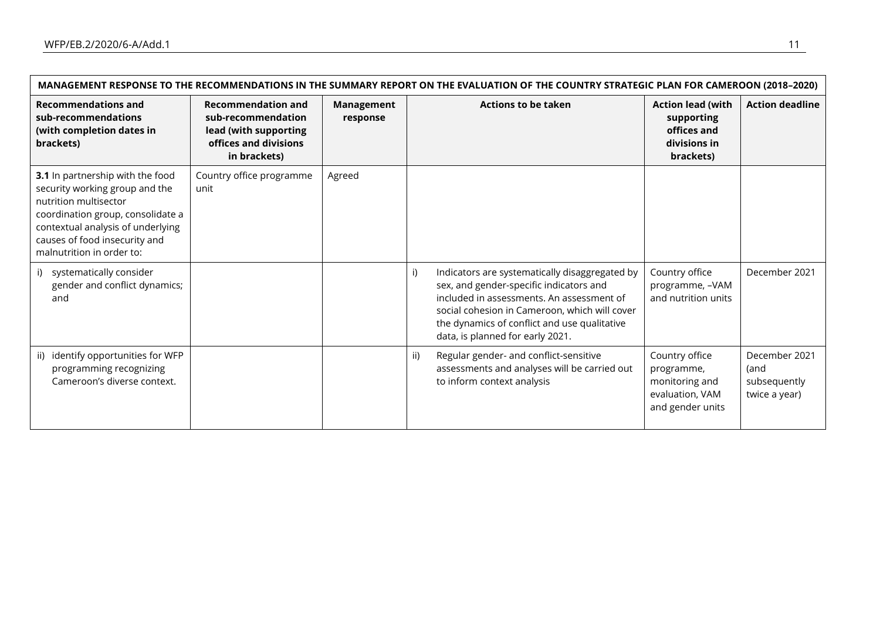| MANAGEMENT RESPONSE TO THE RECOMMENDATIONS IN THE SUMMARY REPORT ON THE EVALUATION OF THE COUNTRY STRATEGIC PLAN FOR CAMEROON (2018–2020) | | | | | |
|---|---|---|---|---|---|
| **Recommendations and sub-recommendations (with completion dates in brackets)** | **Recommendation and sub-recommendation lead (with supporting offices and divisions in brackets)** | **Management response** | **Actions to be taken** | **Action lead (with supporting offices and divisions in brackets)** | **Action deadline** |
| **3.1** In partnership with the food security working group and the nutrition multisector coordination group, consolidate a contextual analysis of underlying causes of food insecurity and malnutrition in order to: | Country office programme unit | Agreed | | | |
| i) systematically consider gender and conflict dynamics; and | | | i) Indicators are systematically disaggregated by sex, and gender-specific indicators and included in assessments. An assessment of social cohesion in Cameroon, which will cover the dynamics of conflict and use qualitative data, is planned for early 2021. | Country office programme, –VAM and nutrition units | December 2021 |
| ii) identify opportunities for WFP programming recognizing Cameroon's diverse context. | | | ii) Regular gender- and conflict-sensitive assessments and analyses will be carried out to inform context analysis | Country office programme, monitoring and evaluation, VAM and gender units | December 2021 (and subsequently twice a year) |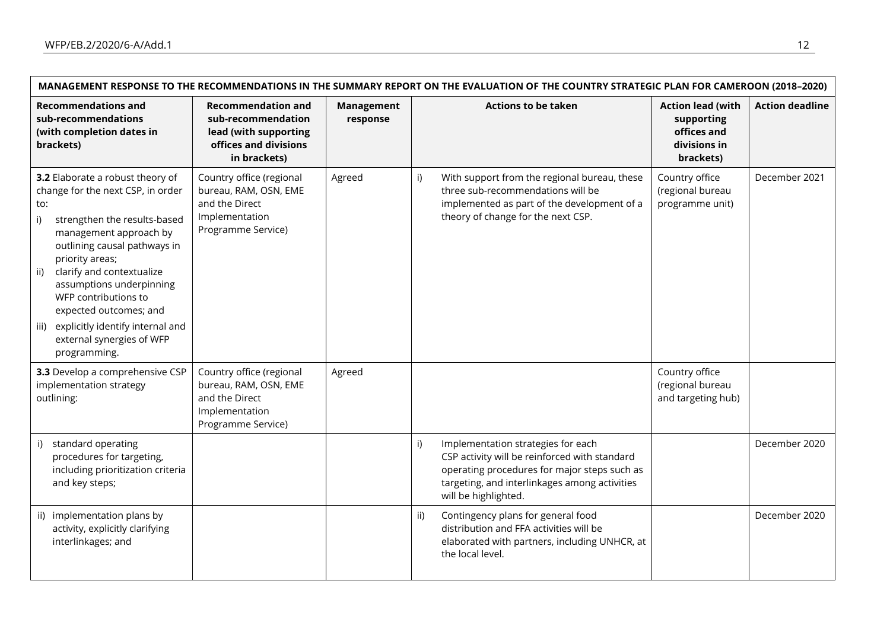| MANAGEMENT RESPONSE TO THE RECOMMENDATIONS IN THE SUMMARY REPORT ON THE EVALUATION OF THE COUNTRY STRATEGIC PLAN FOR CAMEROON (2018–2020) | | | | | |
|---|---|---|---|---|---|
| **Recommendations and sub-recommendations (with completion dates in brackets)** | **Recommendation and sub-recommendation lead (with supporting offices and divisions in brackets)** | **Management response** | **Actions to be taken** | **Action lead (with supporting offices and divisions in brackets)** | **Action deadline** |
| **3.2** Elaborate a robust theory of change for the next CSP, in order to: i) strengthen the results-based management approach by outlining causal pathways in priority areas; ii) clarify and contextualize assumptions underpinning WFP contributions to expected outcomes; and iii) explicitly identify internal and external synergies of WFP programming. | Country office (regional bureau, RAM, OSN, EME and the Direct Implementation Programme Service) | Agreed | i) With support from the regional bureau, these three sub-recommendations will be implemented as part of the development of a theory of change for the next CSP. | Country office (regional bureau programme unit) | December 2021 |
| **3.3** Develop a comprehensive CSP implementation strategy outlining: | Country office (regional bureau, RAM, OSN, EME and the Direct Implementation Programme Service) | Agreed | | Country office (regional bureau and targeting hub) | |
| i) standard operating procedures for targeting, including prioritization criteria and key steps; | | | i) Implementation strategies for each CSP activity will be reinforced with standard operating procedures for major steps such as targeting, and interlinkages among activities will be highlighted. | | December 2020 |
| ii) implementation plans by activity, explicitly clarifying interlinkages; and | | | ii) Contingency plans for general food distribution and FFA activities will be elaborated with partners, including UNHCR, at the local level. | | December 2020 |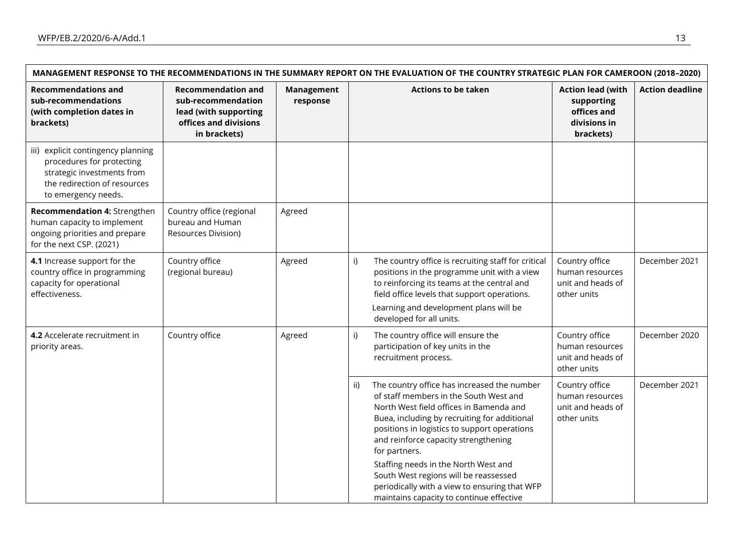| MANAGEMENT RESPONSE TO THE RECOMMENDATIONS IN THE SUMMARY REPORT ON THE EVALUATION OF THE COUNTRY STRATEGIC PLAN FOR CAMEROON (2018–2020) | | | | | |
|---|---|---|---|---|---|
| **Recommendations and sub-recommendations (with completion dates in brackets)** | **Recommendation and sub-recommendation lead (with supporting offices and divisions in brackets)** | **Management response** | **Actions to be taken** | **Action lead (with supporting offices and divisions in brackets)** | **Action deadline** |
| iii) explicit contingency planning procedures for protecting strategic investments from the redirection of resources to emergency needs. | | | | | |
| **Recommendation 4:** Strengthen human capacity to implement ongoing priorities and prepare for the next CSP. (2021) | Country office (regional bureau and Human Resources Division) | Agreed | | | |
| **4.1** Increase support for the country office in programming capacity for operational effectiveness. | Country office (regional bureau) | Agreed | i) The country office is recruiting staff for critical positions in the programme unit with a view to reinforcing its teams at the central and field office levels that support operations. Learning and development plans will be developed for all units. | Country office human resources unit and heads of other units | December 2021 |
| **4.2** Accelerate recruitment in priority areas. | Country office | Agreed | i) The country office will ensure the participation of key units in the recruitment process. | Country office human resources unit and heads of other units | December 2020 |
| | | | ii) The country office has increased the number of staff members in the South West and North West field offices in Bamenda and Buea, including by recruiting for additional positions in logistics to support operations and reinforce capacity strengthening for partners. Staffing needs in the North West and South West regions will be reassessed periodically with a view to ensuring that WFP maintains capacity to continue effective | Country office human resources unit and heads of other units | December 2021 |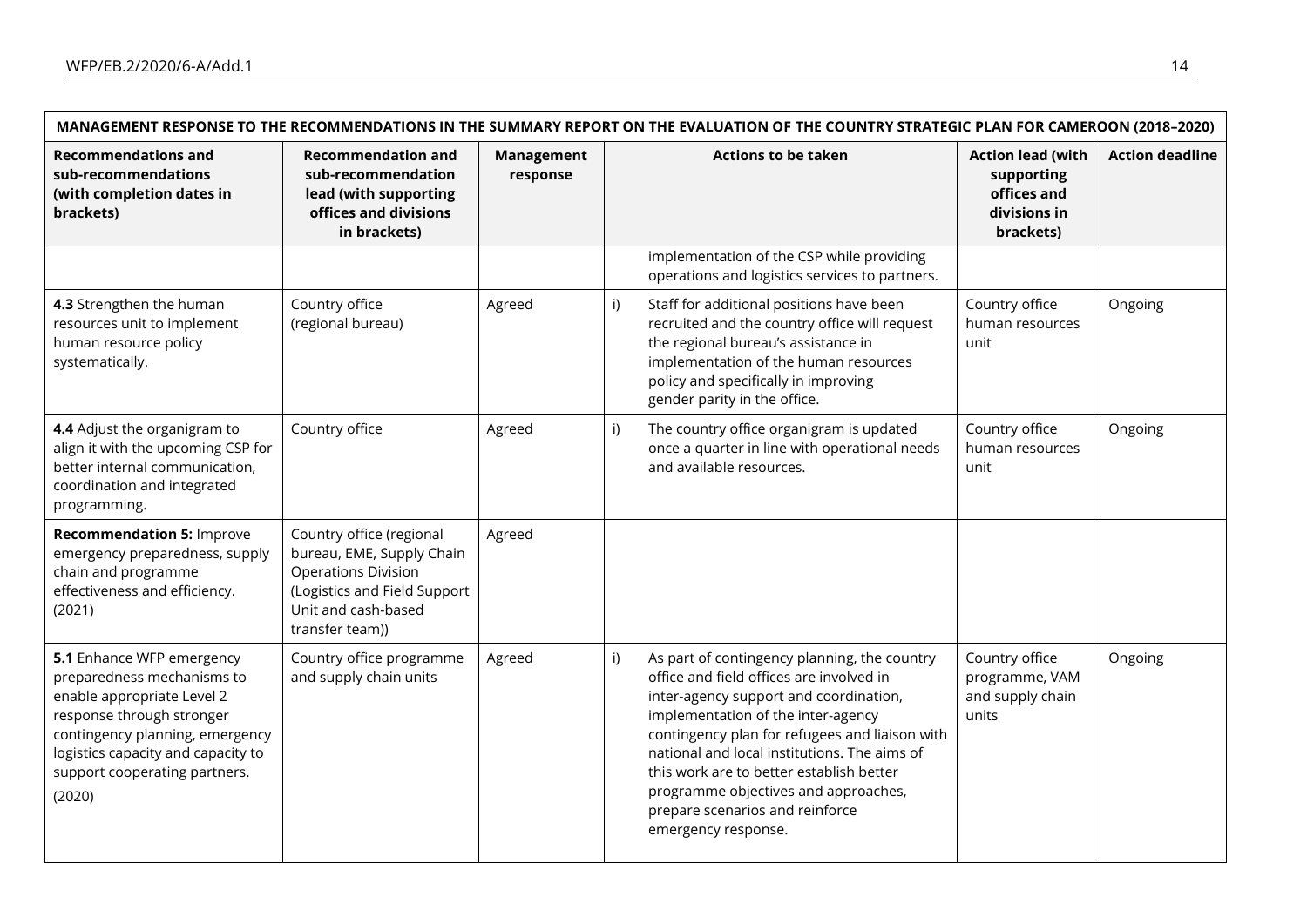| MANAGEMENT RESPONSE TO THE RECOMMENDATIONS IN THE SUMMARY REPORT ON THE EVALUATION OF THE COUNTRY STRATEGIC PLAN FOR CAMEROON (2018–2020) | | | | | |
|---|---|---|---|---|---|
| **Recommendations and sub-recommendations (with completion dates in brackets)** | **Recommendation and sub-recommendation lead (with supporting offices and divisions in brackets)** | **Management response** | **Actions to be taken** | **Action lead (with supporting offices and divisions in brackets)** | **Action deadline** |
| | | | implementation of the CSP while providing operations and logistics services to partners. | | |
| **4.3** Strengthen the human resources unit to implement human resource policy systematically. | Country office (regional bureau) | Agreed | i) Staff for additional positions have been recruited and the country office will request the regional bureau's assistance in implementation of the human resources policy and specifically in improving gender parity in the office. | Country office human resources unit | Ongoing |
| **4.4** Adjust the organigram to align it with the upcoming CSP for better internal communication, coordination and integrated programming. | Country office | Agreed | i) The country office organigram is updated once a quarter in line with operational needs and available resources. | Country office human resources unit | Ongoing |
| **Recommendation 5:** Improve emergency preparedness, supply chain and programme effectiveness and efficiency. (2021) | Country office (regional bureau, EME, Supply Chain Operations Division (Logistics and Field Support Unit and cash-based transfer team)) | Agreed | | | |
| **5.1** Enhance WFP emergency preparedness mechanisms to enable appropriate Level 2 response through stronger contingency planning, emergency logistics capacity and capacity to support cooperating partners. (2020) | Country office programme and supply chain units | Agreed | i) As part of contingency planning, the country office and field offices are involved in inter-agency support and coordination, implementation of the inter-agency contingency plan for refugees and liaison with national and local institutions. The aims of this work are to better establish better programme objectives and approaches, prepare scenarios and reinforce emergency response. | Country office programme, VAM and supply chain units | Ongoing |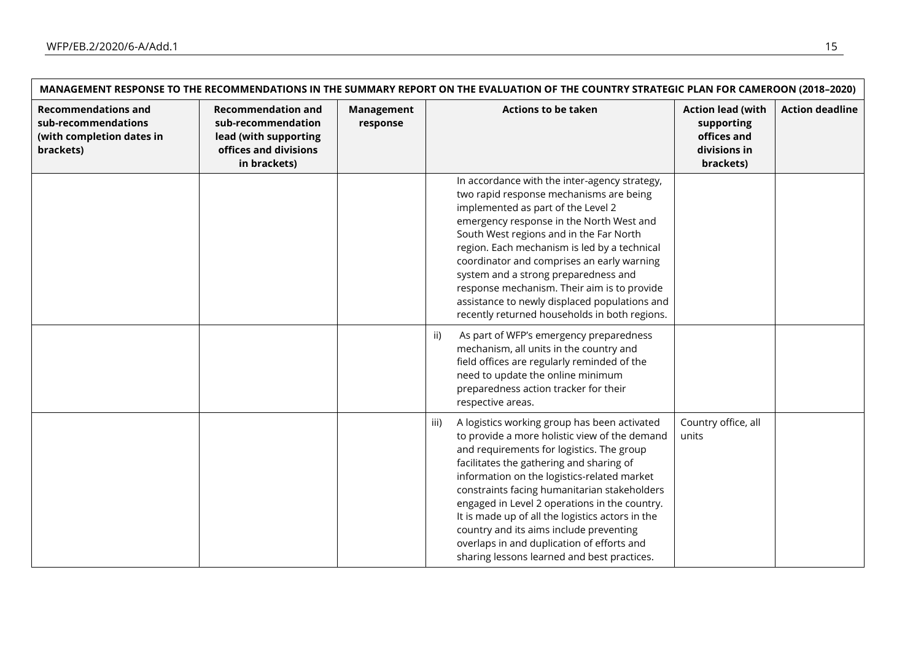| MANAGEMENT RESPONSE TO THE RECOMMENDATIONS IN THE SUMMARY REPORT ON THE EVALUATION OF THE COUNTRY STRATEGIC PLAN FOR CAMEROON (2018–2020) | | | | | |
|---|---|---|---|---|---|
| **Recommendations and sub-recommendations (with completion dates in brackets)** | **Recommendation and sub-recommendation lead (with supporting offices and divisions in brackets)** | **Management response** | **Actions to be taken** | **Action lead (with supporting offices and divisions in brackets)** | **Action deadline** |
| | | | In accordance with the inter-agency strategy, two rapid response mechanisms are being implemented as part of the Level 2 emergency response in the North West and South West regions and in the Far North region. Each mechanism is led by a technical coordinator and comprises an early warning system and a strong preparedness and response mechanism. Their aim is to provide assistance to newly displaced populations and recently returned households in both regions. | | |
| | | | ii) As part of WFP's emergency preparedness mechanism, all units in the country and field offices are regularly reminded of the need to update the online minimum preparedness action tracker for their respective areas. | | |
| | | | iii) A logistics working group has been activated to provide a more holistic view of the demand and requirements for logistics. The group facilitates the gathering and sharing of information on the logistics-related market constraints facing humanitarian stakeholders engaged in Level 2 operations in the country. It is made up of all the logistics actors in the country and its aims include preventing overlaps in and duplication of efforts and sharing lessons learned and best practices. | Country office, all units | |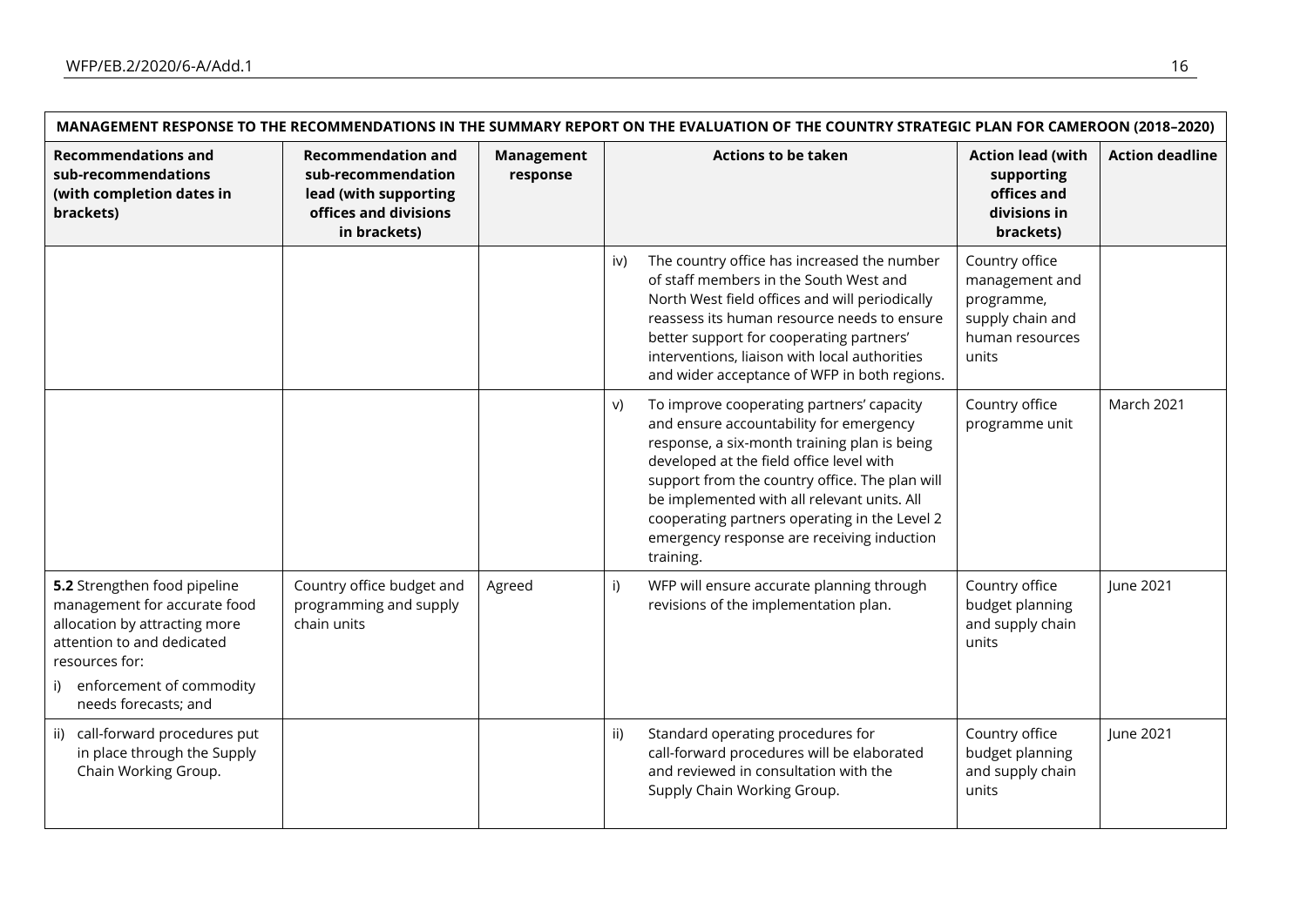| MANAGEMENT RESPONSE TO THE RECOMMENDATIONS IN THE SUMMARY REPORT ON THE EVALUATION OF THE COUNTRY STRATEGIC PLAN FOR CAMEROON (2018–2020) | | | | | |
|---|---|---|---|---|---|
| **Recommendations and sub-recommendations (with completion dates in brackets)** | **Recommendation and sub-recommendation lead (with supporting offices and divisions in brackets)** | **Management response** | **Actions to be taken** | **Action lead (with supporting offices and divisions in brackets)** | **Action deadline** |
| | | | iv) The country office has increased the number of staff members in the South West and North West field offices and will periodically reassess its human resource needs to ensure better support for cooperating partners' interventions, liaison with local authorities and wider acceptance of WFP in both regions. | Country office management and programme, supply chain and human resources units | |
| | | | v) To improve cooperating partners' capacity and ensure accountability for emergency response, a six-month training plan is being developed at the field office level with support from the country office. The plan will be implemented with all relevant units. All cooperating partners operating in the Level 2 emergency response are receiving induction training. | Country office programme unit | March 2021 |
| **5.2** Strengthen food pipeline management for accurate food allocation by attracting more attention to and dedicated resources for:<br>i) enforcement of commodity needs forecasts; and | Country office budget and programming and supply chain units | Agreed | i) WFP will ensure accurate planning through revisions of the implementation plan. | Country office budget planning and supply chain units | June 2021 |
| ii) call-forward procedures put in place through the Supply Chain Working Group. | | | ii) Standard operating procedures for call-forward procedures will be elaborated and reviewed in consultation with the Supply Chain Working Group. | Country office budget planning and supply chain units | June 2021 |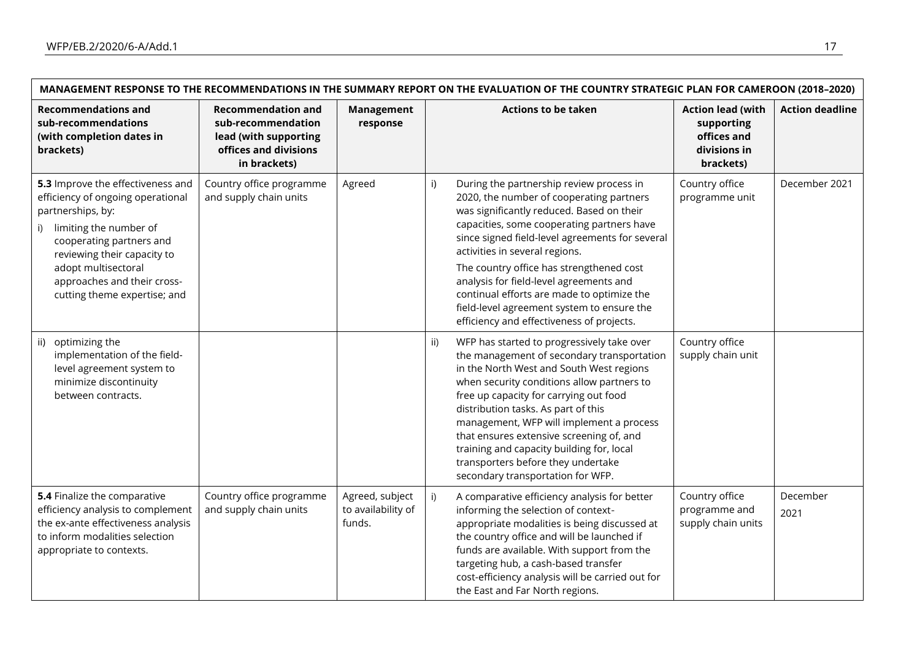| MANAGEMENT RESPONSE TO THE RECOMMENDATIONS IN THE SUMMARY REPORT ON THE EVALUATION OF THE COUNTRY STRATEGIC PLAN FOR CAMEROON (2018–2020) | | | | | |
|---|---|---|---|---|---|
| **Recommendations and sub-recommendations (with completion dates in brackets)** | **Recommendation and sub-recommendation lead (with supporting offices and divisions in brackets)** | **Management response** | **Actions to be taken** | **Action lead (with supporting offices and divisions in brackets)** | **Action deadline** |
| **5.3** Improve the effectiveness and efficiency of ongoing operational partnerships, by:<br>i) limiting the number of cooperating partners and reviewing their capacity to adopt multisectoral approaches and their cross-cutting theme expertise; and | Country office programme and supply chain units | Agreed | i) During the partnership review process in 2020, the number of cooperating partners was significantly reduced. Based on their capacities, some cooperating partners have since signed field-level agreements for several activities in several regions.<br>The country office has strengthened cost analysis for field-level agreements and continual efforts are made to optimize the field-level agreement system to ensure the efficiency and effectiveness of projects. | Country office programme unit | December 2021 |
| ii) optimizing the implementation of the field-level agreement system to minimize discontinuity between contracts. | | | ii) WFP has started to progressively take over the management of secondary transportation in the North West and South West regions when security conditions allow partners to free up capacity for carrying out food distribution tasks. As part of this management, WFP will implement a process that ensures extensive screening of, and training and capacity building for, local transporters before they undertake secondary transportation for WFP. | Country office supply chain unit | |
| **5.4** Finalize the comparative efficiency analysis to complement the ex-ante effectiveness analysis to inform modalities selection appropriate to contexts. | Country office programme and supply chain units | Agreed, subject to availability of funds. | i) A comparative efficiency analysis for better informing the selection of context-appropriate modalities is being discussed at the country office and will be launched if funds are available. With support from the targeting hub, a cash-based transfer cost-efficiency analysis will be carried out for the East and Far North regions. | Country office programme and supply chain units | December 2021 |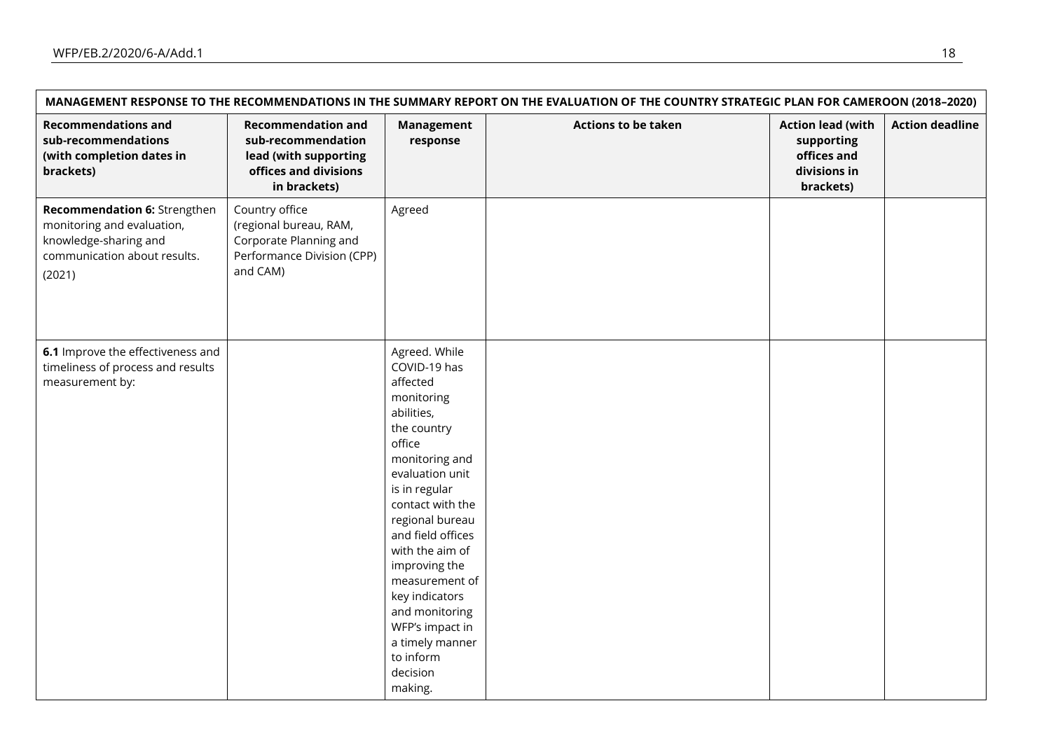| MANAGEMENT RESPONSE TO THE RECOMMENDATIONS IN THE SUMMARY REPORT ON THE EVALUATION OF THE COUNTRY STRATEGIC PLAN FOR CAMEROON (2018–2020) | | | | | |
|---|---|---|---|---|---|
| **Recommendations and sub-recommendations (with completion dates in brackets)** | **Recommendation and sub-recommendation lead (with supporting offices and divisions in brackets)** | **Management response** | **Actions to be taken** | **Action lead (with supporting offices and divisions in brackets)** | **Action deadline** |
| **Recommendation 6:** Strengthen monitoring and evaluation, knowledge-sharing and communication about results. (2021) | Country office (regional bureau, RAM, Corporate Planning and Performance Division (CPP) and CAM) | Agreed | | | |
| **6.1** Improve the effectiveness and timeliness of process and results measurement by: | | Agreed. While COVID-19 has affected monitoring abilities, the country office monitoring and evaluation unit is in regular contact with the regional bureau and field offices with the aim of improving the measurement of key indicators and monitoring WFP's impact in a timely manner to inform decision making. | | | |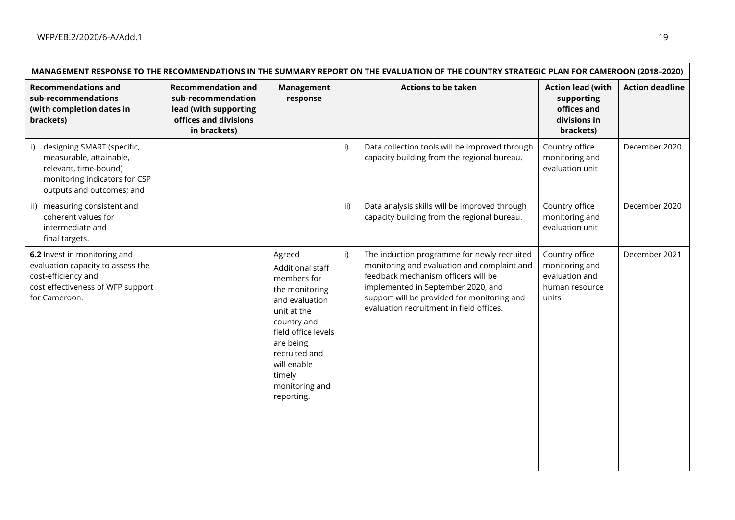| MANAGEMENT RESPONSE TO THE RECOMMENDATIONS IN THE SUMMARY REPORT ON THE EVALUATION OF THE COUNTRY STRATEGIC PLAN FOR CAMEROON (2018–2020) | | | | | |
|---|---|---|---|---|---|
| **Recommendations and sub-recommendations (with completion dates in brackets)** | **Recommendation and sub-recommendation lead (with supporting offices and divisions in brackets)** | **Management response** | **Actions to be taken** | **Action lead (with supporting offices and divisions in brackets)** | **Action deadline** |
| i) designing SMART (specific, measurable, attainable, relevant, time-bound) monitoring indicators for CSP outputs and outcomes; and | | | i) Data collection tools will be improved through capacity building from the regional bureau. | Country office monitoring and evaluation unit | December 2020 |
| ii) measuring consistent and coherent values for intermediate and final targets. | | | ii) Data analysis skills will be improved through capacity building from the regional bureau. | Country office monitoring and evaluation unit | December 2020 |
| **6.2** Invest in monitoring and evaluation capacity to assess the cost-efficiency and cost effectiveness of WFP support for Cameroon. | | Agreed<br>Additional staff members for the monitoring and evaluation unit at the country and field office levels are being recruited and will enable timely monitoring and reporting. | i) The induction programme for newly recruited monitoring and evaluation and complaint and feedback mechanism officers will be implemented in September 2020, and support will be provided for monitoring and evaluation recruitment in field offices. | Country office monitoring and evaluation and human resource units | December 2021 |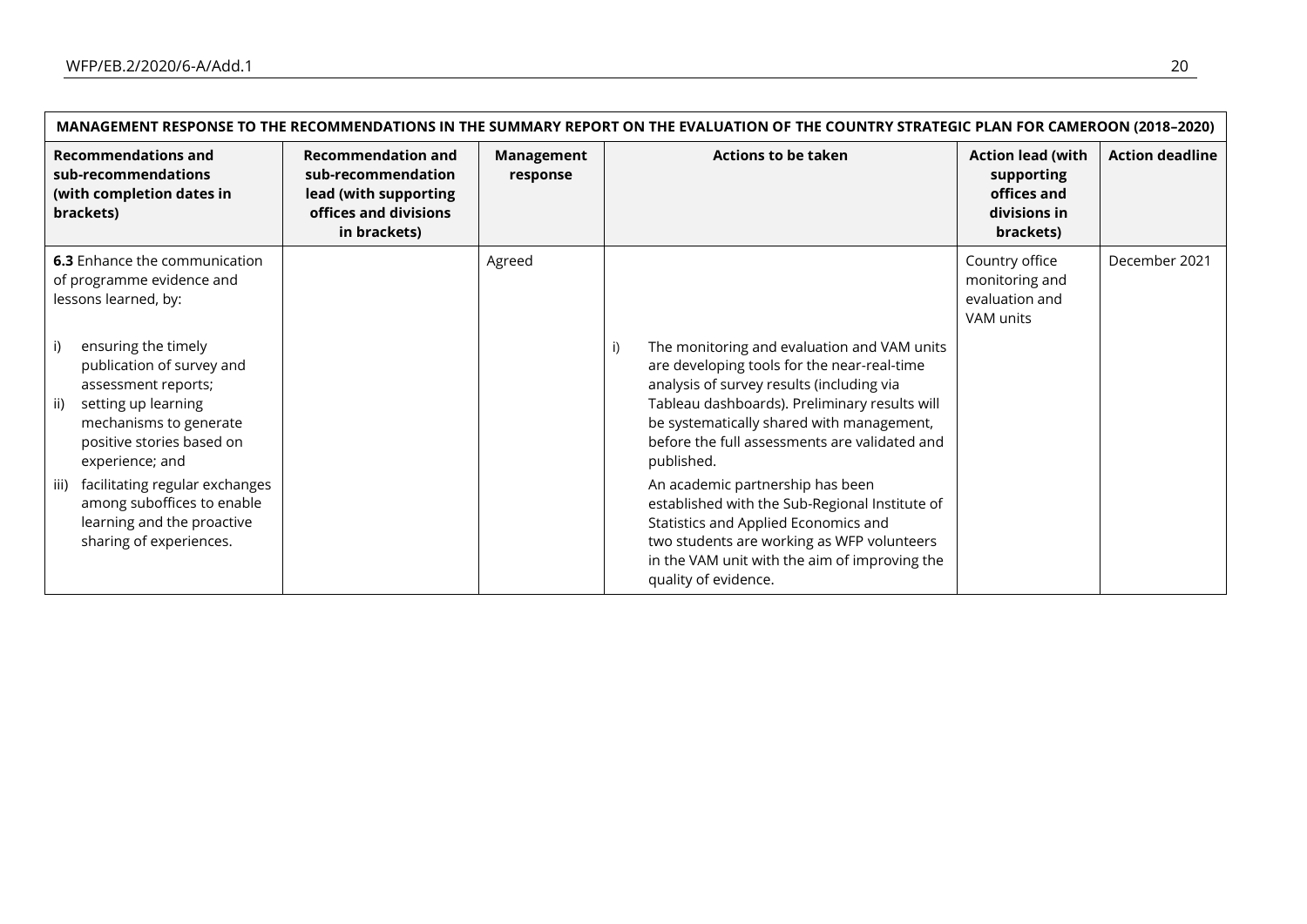| MANAGEMENT RESPONSE TO THE RECOMMENDATIONS IN THE SUMMARY REPORT ON THE EVALUATION OF THE COUNTRY STRATEGIC PLAN FOR CAMEROON (2018–2020) | | | | | |
|---|---|---|---|---|---|
| **Recommendations and sub-recommendations (with completion dates in brackets)** | **Recommendation and sub-recommendation lead (with supporting offices and divisions in brackets)** | **Management response** | **Actions to be taken** | **Action lead (with supporting offices and divisions in brackets)** | **Action deadline** |
| **6.3** Enhance the communication of programme evidence and lessons learned, by:<br><br>i) ensuring the timely publication of survey and assessment reports;<br>ii) setting up learning mechanisms to generate positive stories based on experience; and<br>iii) facilitating regular exchanges among suboffices to enable learning and the proactive sharing of experiences. | | Agreed | i) The monitoring and evaluation and VAM units are developing tools for the near-real-time analysis of survey results (including via Tableau dashboards). Preliminary results will be systematically shared with management, before the full assessments are validated and published.<br><br>An academic partnership has been established with the Sub-Regional Institute of Statistics and Applied Economics and two students are working as WFP volunteers in the VAM unit with the aim of improving the quality of evidence. | Country office monitoring and evaluation and VAM units | December 2021 |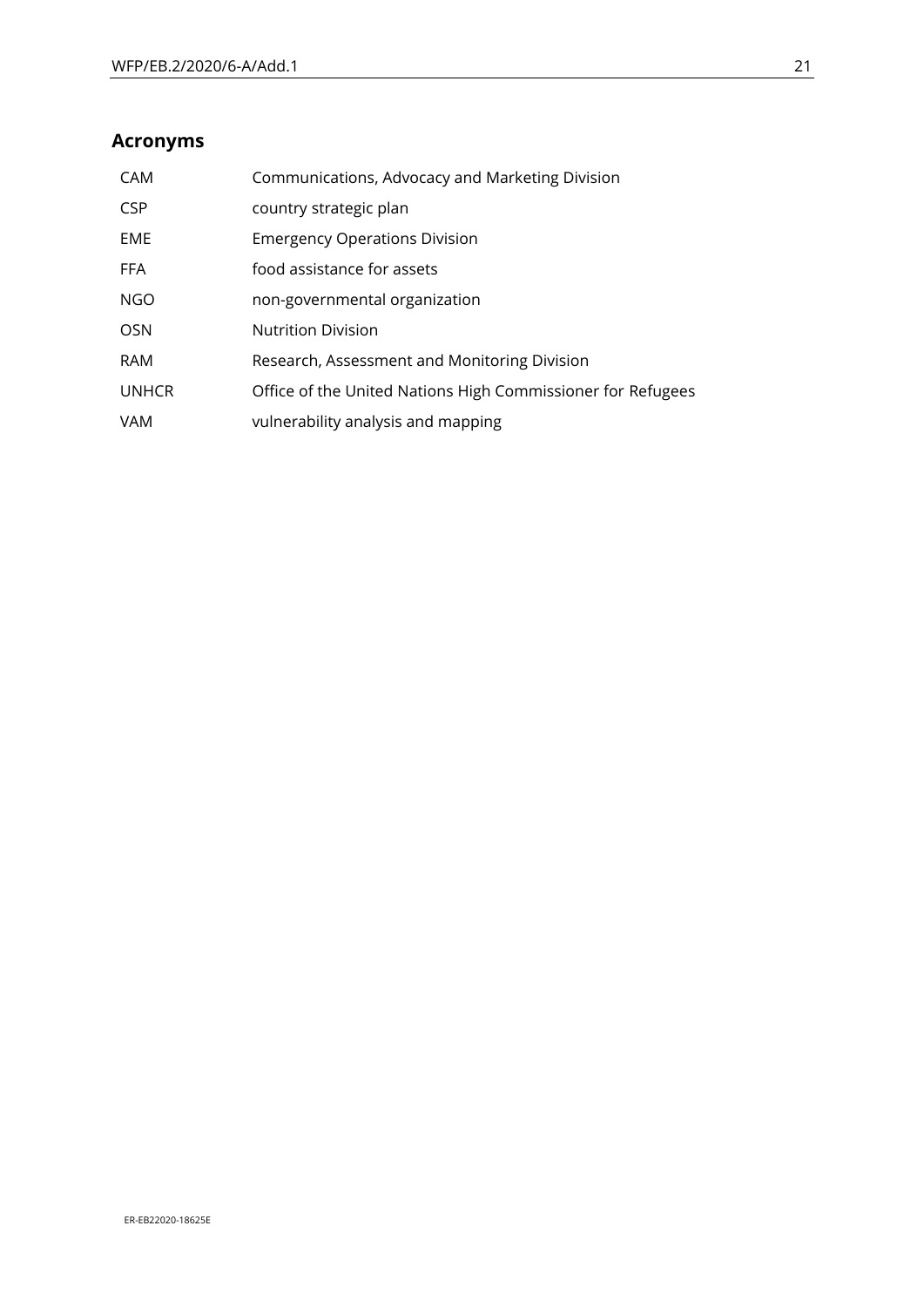## Acronyms

| | |
|---|---|
| CAM | Communications, Advocacy and Marketing Division |
| CSP | country strategic plan |
| EME | Emergency Operations Division |
| FFA | food assistance for assets |
| NGO | non-governmental organization |
| OSN | Nutrition Division |
| RAM | Research, Assessment and Monitoring Division |
| UNHCR | Office of the United Nations High Commissioner for Refugees |
| VAM | vulnerability analysis and mapping |

ER-EB22020-18625E